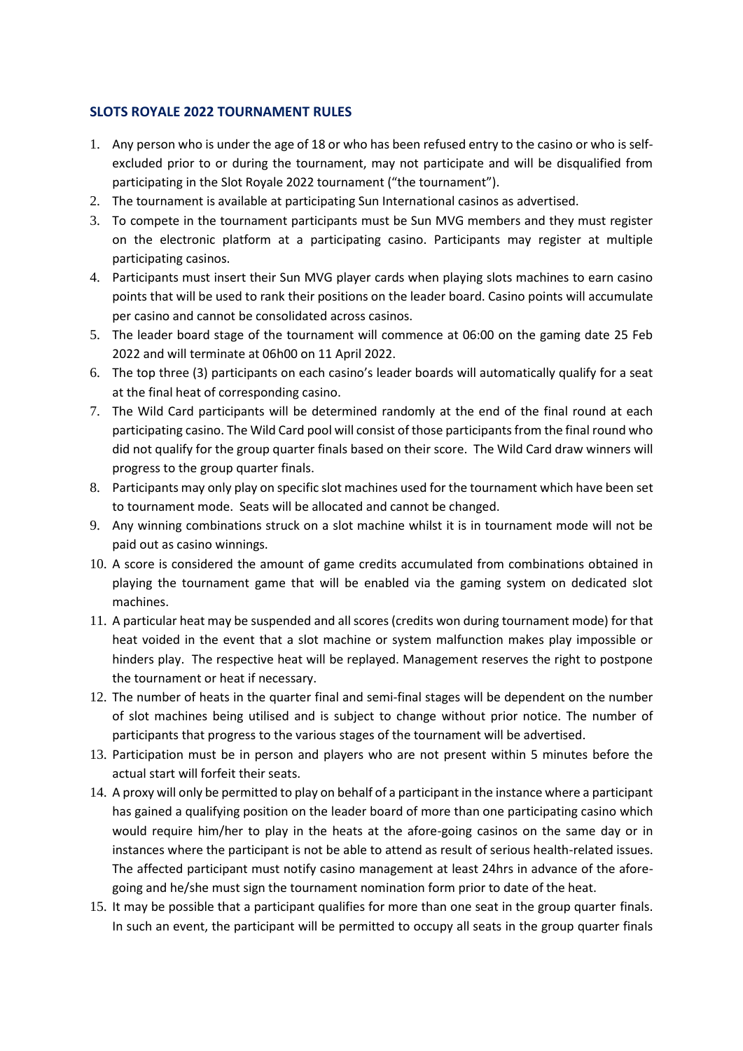## SLOTS ROYALE 2022 TOURNAMENT RULES

1. Any person who is under the age of 18 or who has been refused entry to the casino or who is self-excluded prior to or during the tournament, may not participate and will be disqualified from participating in the Slot Royale 2022 tournament ("the tournament").
2. The tournament is available at participating Sun International casinos as advertised.
3. To compete in the tournament participants must be Sun MVG members and they must register on the electronic platform at a participating casino. Participants may register at multiple participating casinos.
4. Participants must insert their Sun MVG player cards when playing slots machines to earn casino points that will be used to rank their positions on the leader board. Casino points will accumulate per casino and cannot be consolidated across casinos.
5. The leader board stage of the tournament will commence at 06:00 on the gaming date 25 Feb 2022 and will terminate at 06h00 on 11 April 2022.
6. The top three (3) participants on each casino's leader boards will automatically qualify for a seat at the final heat of corresponding casino.
7. The Wild Card participants will be determined randomly at the end of the final round at each participating casino. The Wild Card pool will consist of those participants from the final round who did not qualify for the group quarter finals based on their score. The Wild Card draw winners will progress to the group quarter finals.
8. Participants may only play on specific slot machines used for the tournament which have been set to tournament mode. Seats will be allocated and cannot be changed.
9. Any winning combinations struck on a slot machine whilst it is in tournament mode will not be paid out as casino winnings.
10. A score is considered the amount of game credits accumulated from combinations obtained in playing the tournament game that will be enabled via the gaming system on dedicated slot machines.
11. A particular heat may be suspended and all scores (credits won during tournament mode) for that heat voided in the event that a slot machine or system malfunction makes play impossible or hinders play. The respective heat will be replayed. Management reserves the right to postpone the tournament or heat if necessary.
12. The number of heats in the quarter final and semi-final stages will be dependent on the number of slot machines being utilised and is subject to change without prior notice. The number of participants that progress to the various stages of the tournament will be advertised.
13. Participation must be in person and players who are not present within 5 minutes before the actual start will forfeit their seats.
14. A proxy will only be permitted to play on behalf of a participant in the instance where a participant has gained a qualifying position on the leader board of more than one participating casino which would require him/her to play in the heats at the afore-going casinos on the same day or in instances where the participant is not be able to attend as result of serious health-related issues. The affected participant must notify casino management at least 24hrs in advance of the afore-going and he/she must sign the tournament nomination form prior to date of the heat.
15. It may be possible that a participant qualifies for more than one seat in the group quarter finals. In such an event, the participant will be permitted to occupy all seats in the group quarter finals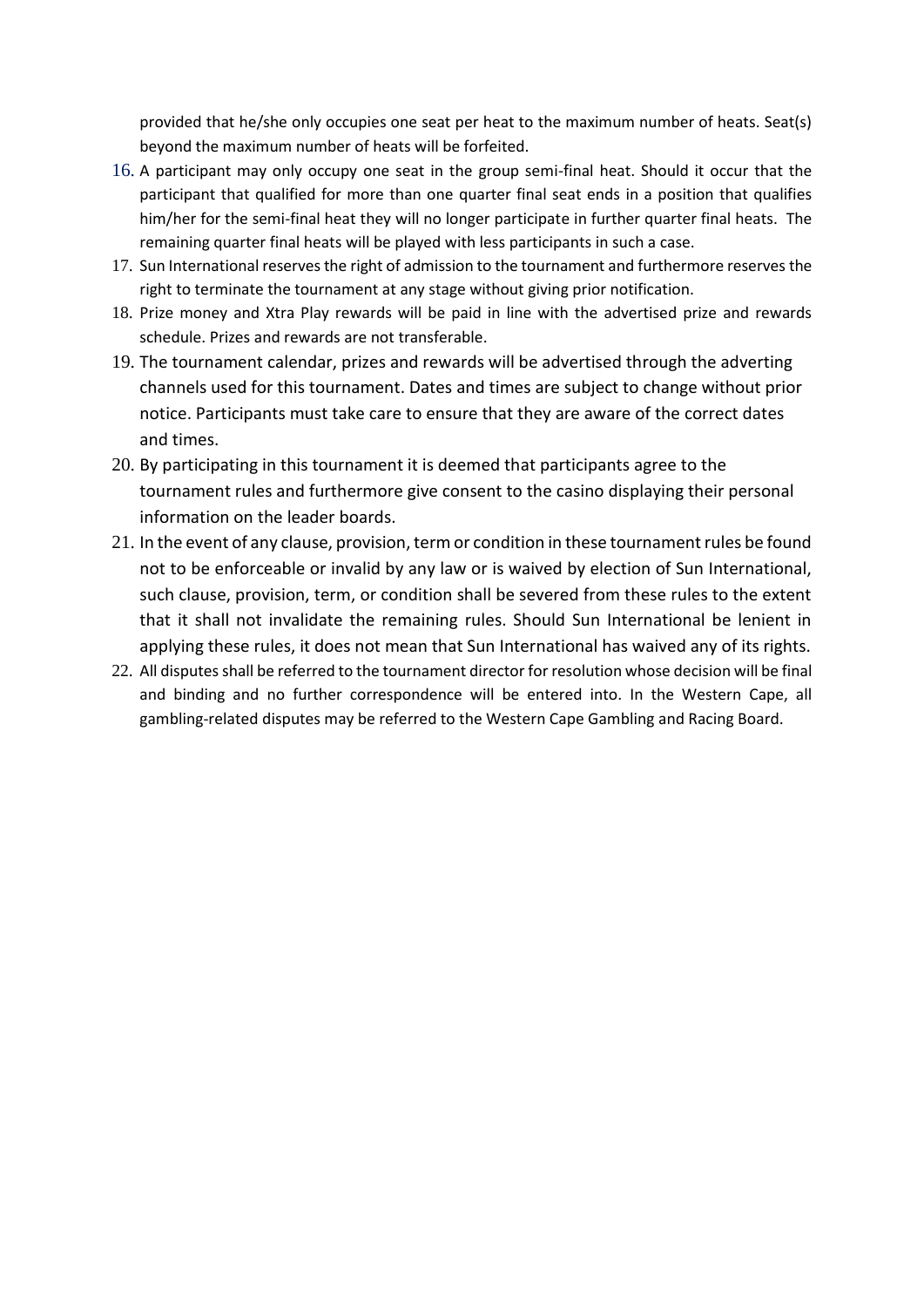provided that he/she only occupies one seat per heat to the maximum number of heats. Seat(s) beyond the maximum number of heats will be forfeited.

16. A participant may only occupy one seat in the group semi-final heat. Should it occur that the participant that qualified for more than one quarter final seat ends in a position that qualifies him/her for the semi-final heat they will no longer participate in further quarter final heats. The remaining quarter final heats will be played with less participants in such a case.
17. Sun International reserves the right of admission to the tournament and furthermore reserves the right to terminate the tournament at any stage without giving prior notification.
18. Prize money and Xtra Play rewards will be paid in line with the advertised prize and rewards schedule. Prizes and rewards are not transferable.
19. The tournament calendar, prizes and rewards will be advertised through the adverting channels used for this tournament. Dates and times are subject to change without prior notice. Participants must take care to ensure that they are aware of the correct dates and times.
20. By participating in this tournament it is deemed that participants agree to the tournament rules and furthermore give consent to the casino displaying their personal information on the leader boards.
21. In the event of any clause, provision, term or condition in these tournament rules be found not to be enforceable or invalid by any law or is waived by election of Sun International, such clause, provision, term, or condition shall be severed from these rules to the extent that it shall not invalidate the remaining rules. Should Sun International be lenient in applying these rules, it does not mean that Sun International has waived any of its rights.
22. All disputes shall be referred to the tournament director for resolution whose decision will be final and binding and no further correspondence will be entered into. In the Western Cape, all gambling-related disputes may be referred to the Western Cape Gambling and Racing Board.